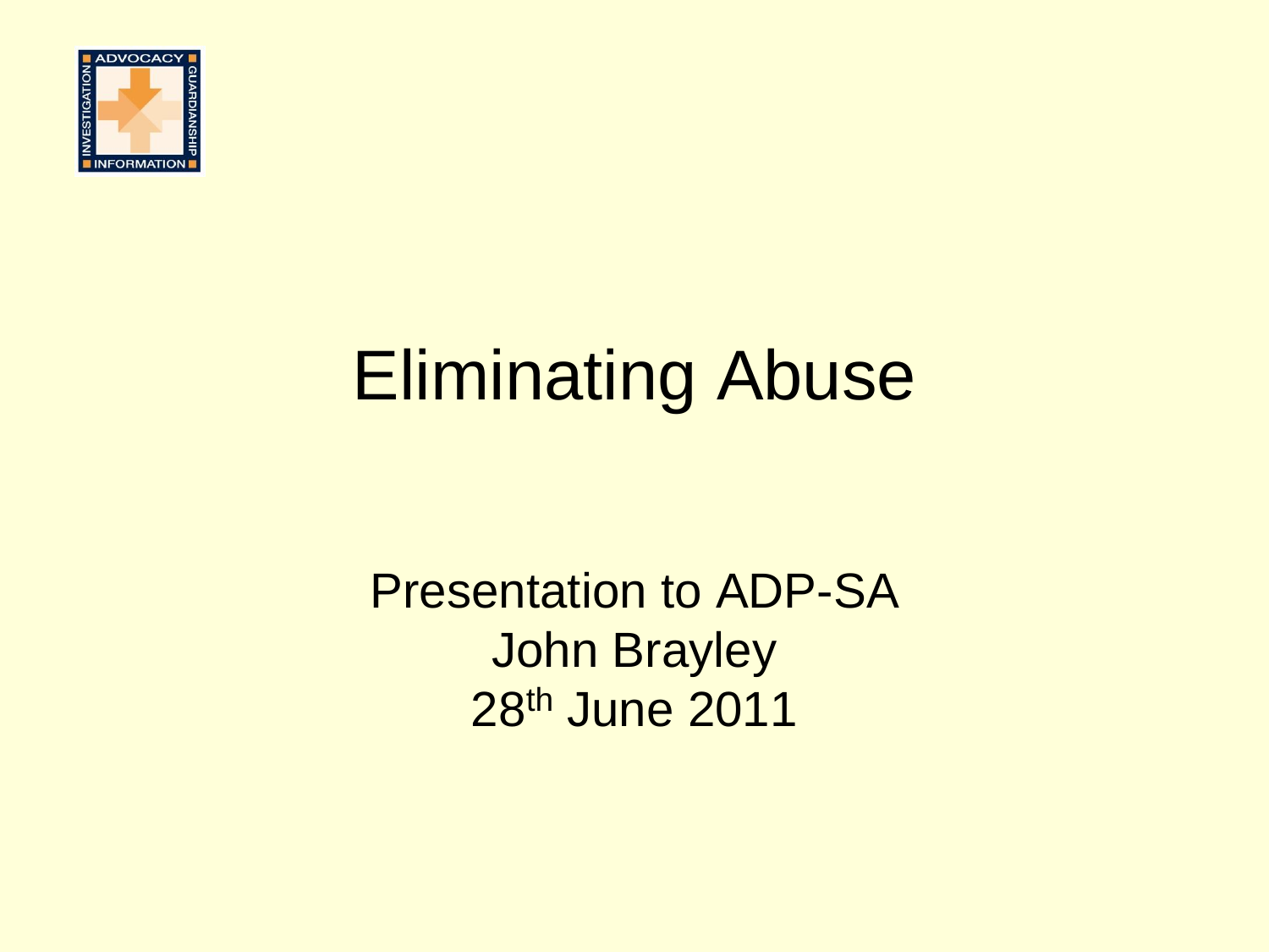# Eliminating Abuse

Presentation to ADP-SA
John Brayley
28th June 2011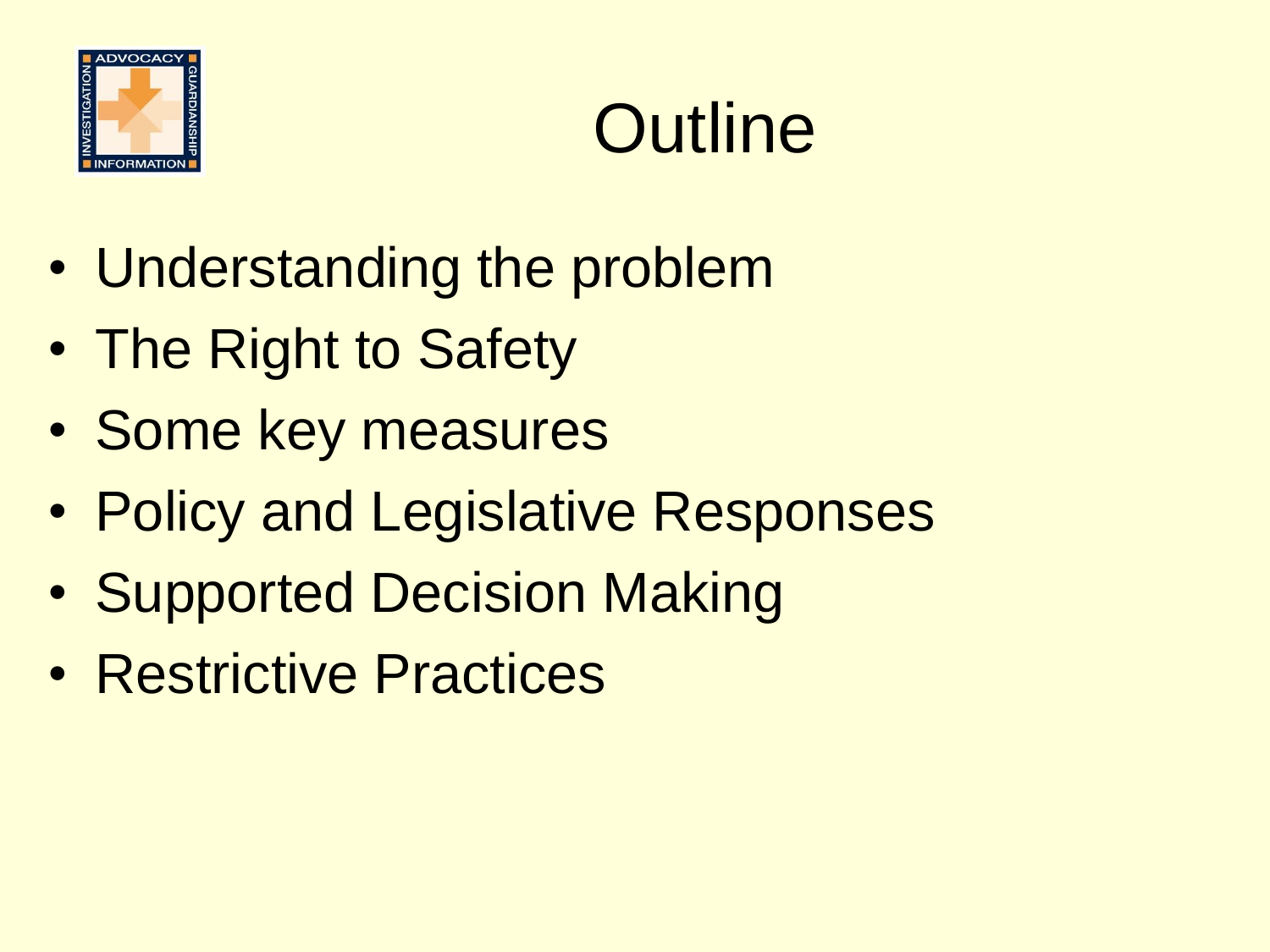# Outline

- Understanding the problem
- The Right to Safety
- Some key measures
- Policy and Legislative Responses
- Supported Decision Making
- Restrictive Practices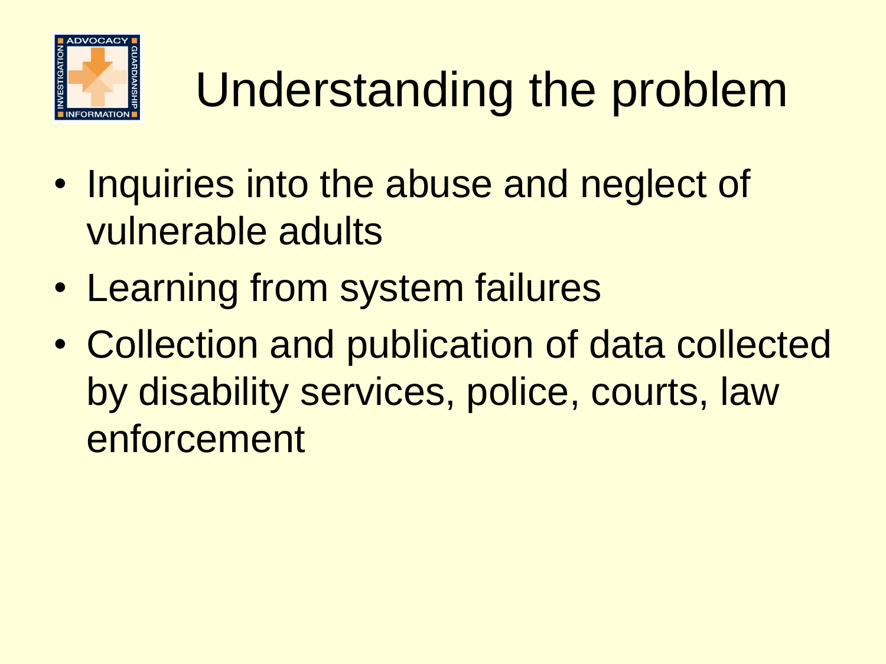# Understanding the problem

- Inquiries into the abuse and neglect of vulnerable adults
- Learning from system failures
- Collection and publication of data collected by disability services, police, courts, law enforcement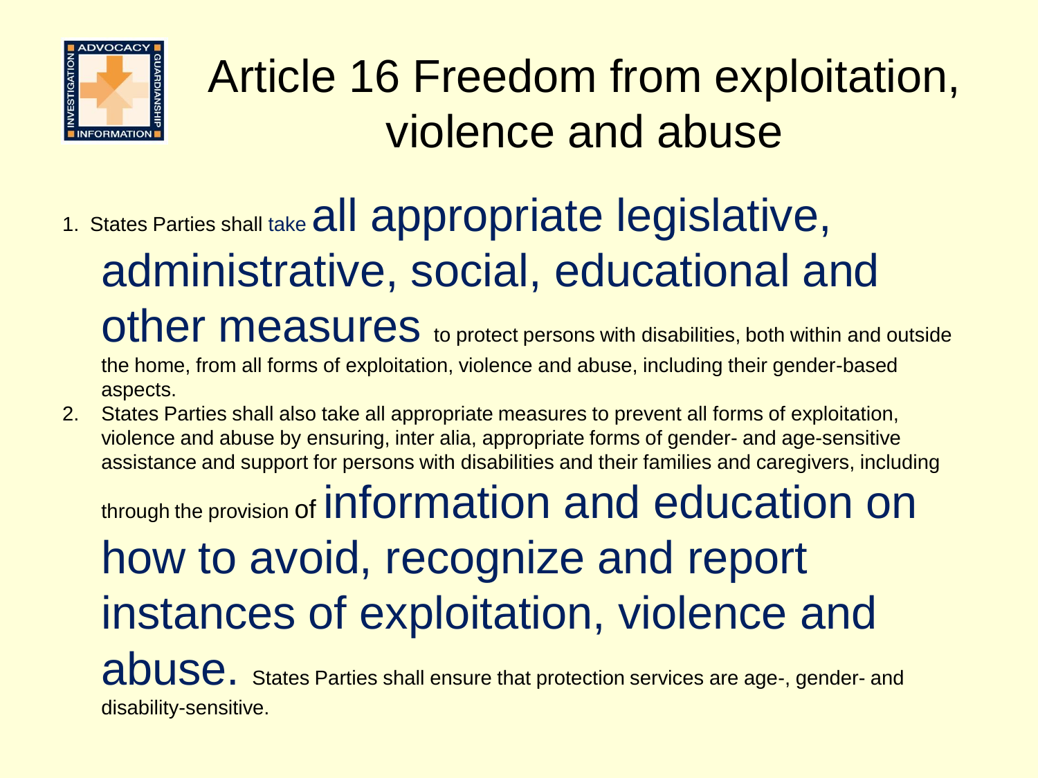# Article 16 Freedom from exploitation, violence and abuse

1. States Parties shall take **all appropriate legislative, administrative, social, educational and other measures** to protect persons with disabilities, both within and outside the home, from all forms of exploitation, violence and abuse, including their gender-based aspects.
2. States Parties shall also take all appropriate measures to prevent all forms of exploitation, violence and abuse by ensuring, inter alia, appropriate forms of gender- and age-sensitive assistance and support for persons with disabilities and their families and caregivers, including through the provision of **information and education on how to avoid, recognize and report instances of exploitation, violence and abuse.** States Parties shall ensure that protection services are age-, gender- and disability-sensitive.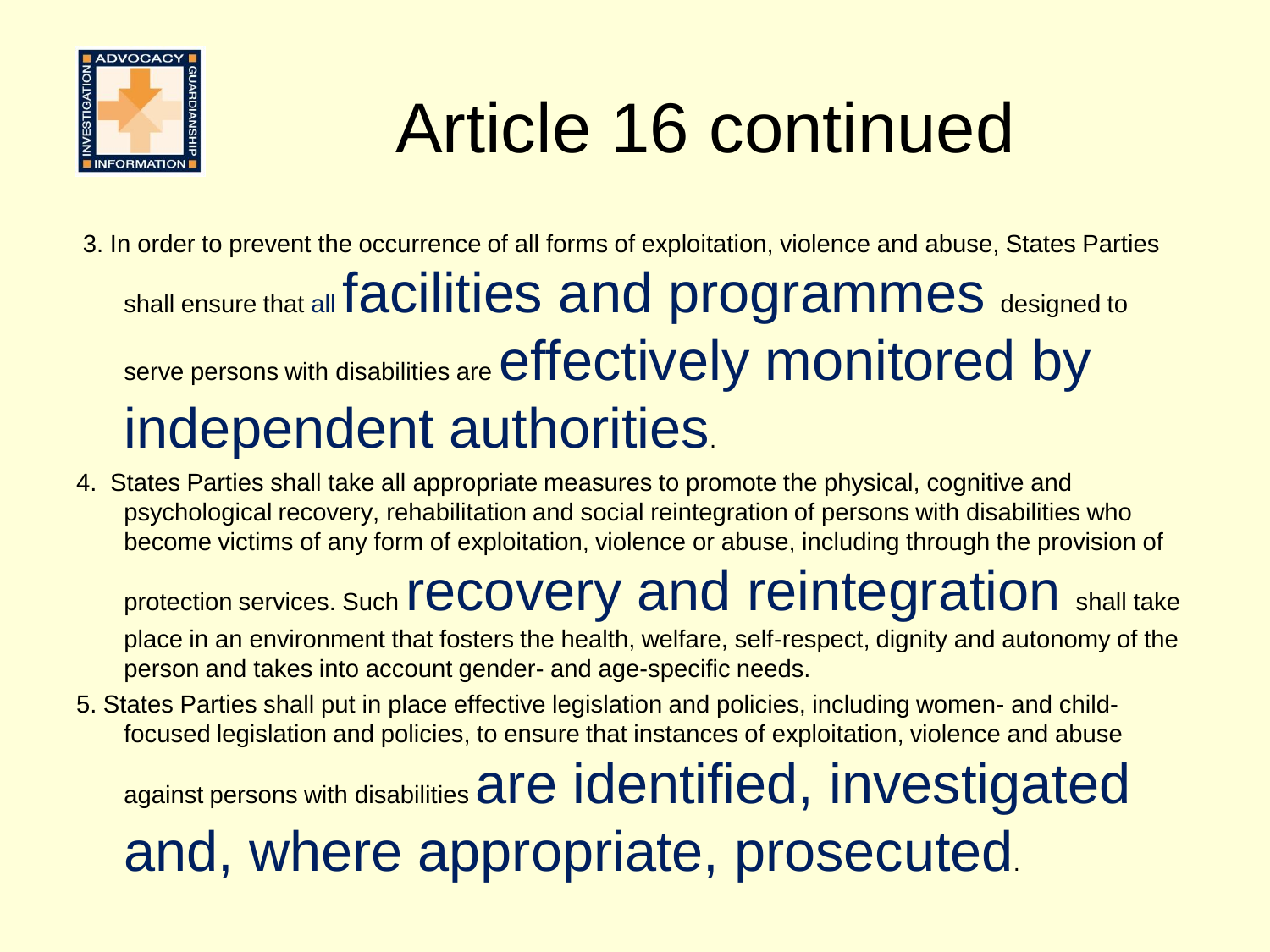# Article 16 continued

3. In order to prevent the occurrence of all forms of exploitation, violence and abuse, States Parties shall ensure that all **facilities and programmes** designed to serve persons with disabilities are **effectively monitored by independent authorities**.

4. States Parties shall take all appropriate measures to promote the physical, cognitive and psychological recovery, rehabilitation and social reintegration of persons with disabilities who become victims of any form of exploitation, violence or abuse, including through the provision of protection services. Such **recovery and reintegration** shall take place in an environment that fosters the health, welfare, self-respect, dignity and autonomy of the person and takes into account gender- and age-specific needs.

5. States Parties shall put in place effective legislation and policies, including women- and child-focused legislation and policies, to ensure that instances of exploitation, violence and abuse against persons with disabilities **are identified, investigated and, where appropriate, prosecuted**.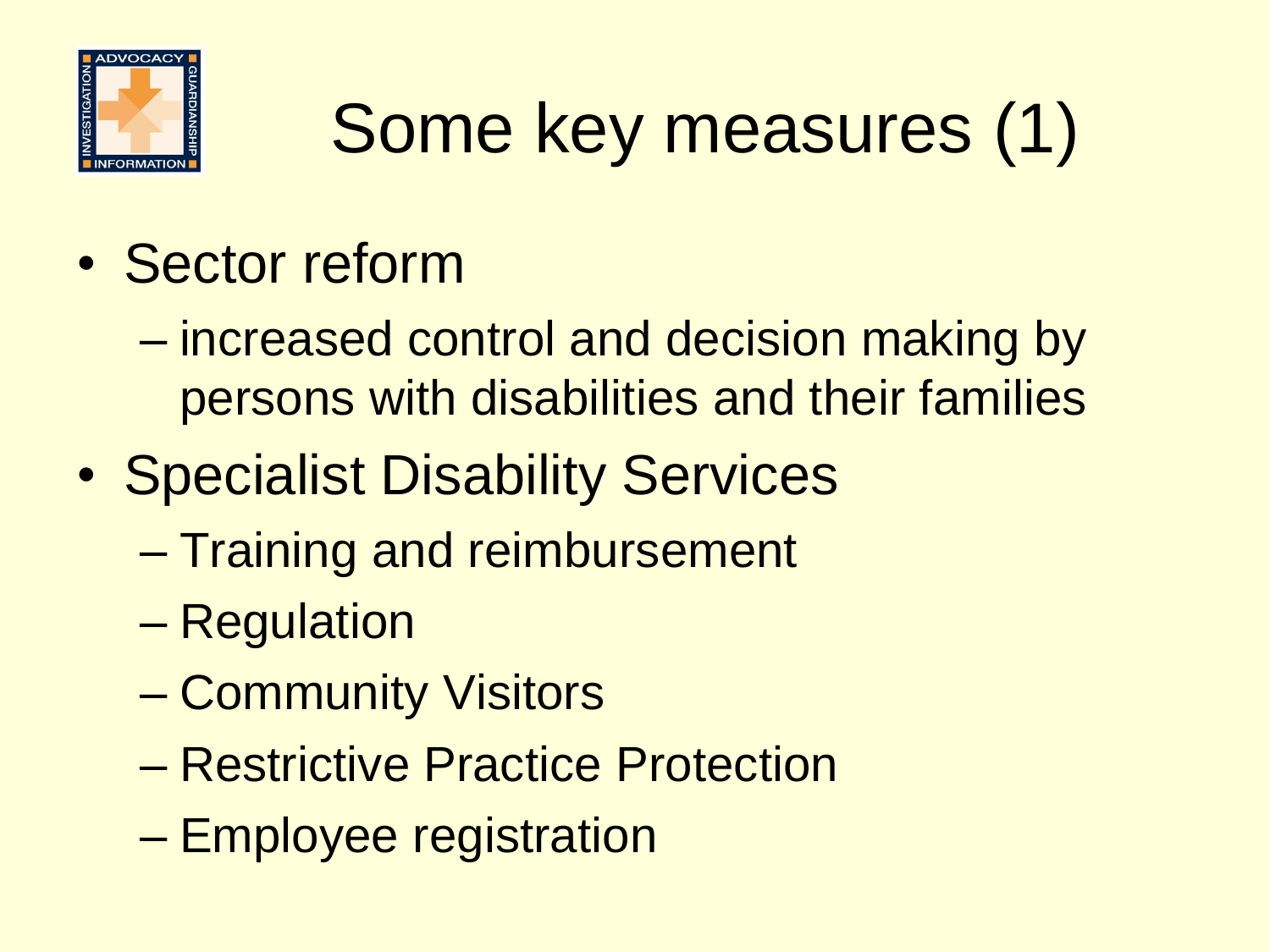# Some key measures (1)

- Sector reform
  - increased control and decision making by persons with disabilities and their families
- Specialist Disability Services
  - Training and reimbursement
  - Regulation
  - Community Visitors
  - Restrictive Practice Protection
  - Employee registration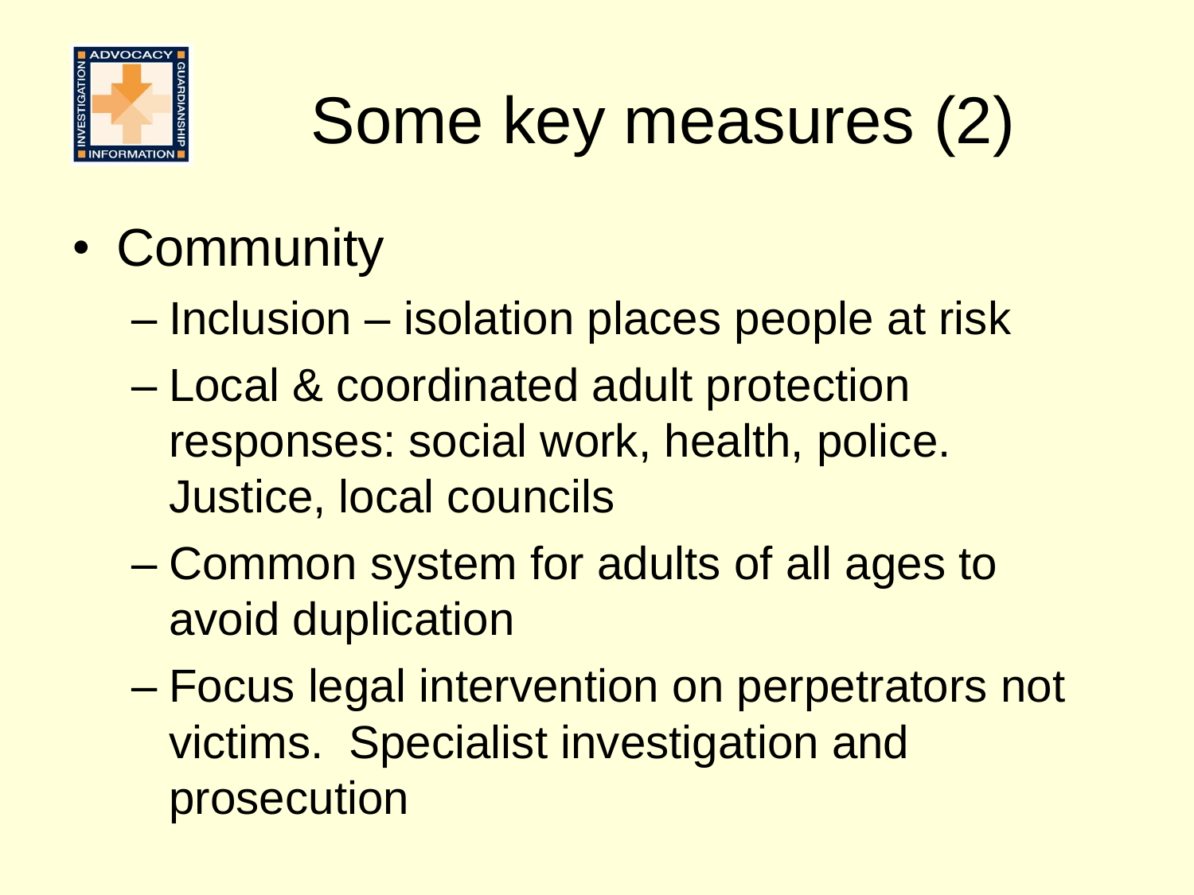# Some key measures (2)

- Community
  - Inclusion – isolation places people at risk
  - Local & coordinated adult protection responses: social work, health, police. Justice, local councils
  - Common system for adults of all ages to avoid duplication
  - Focus legal intervention on perpetrators not victims. Specialist investigation and prosecution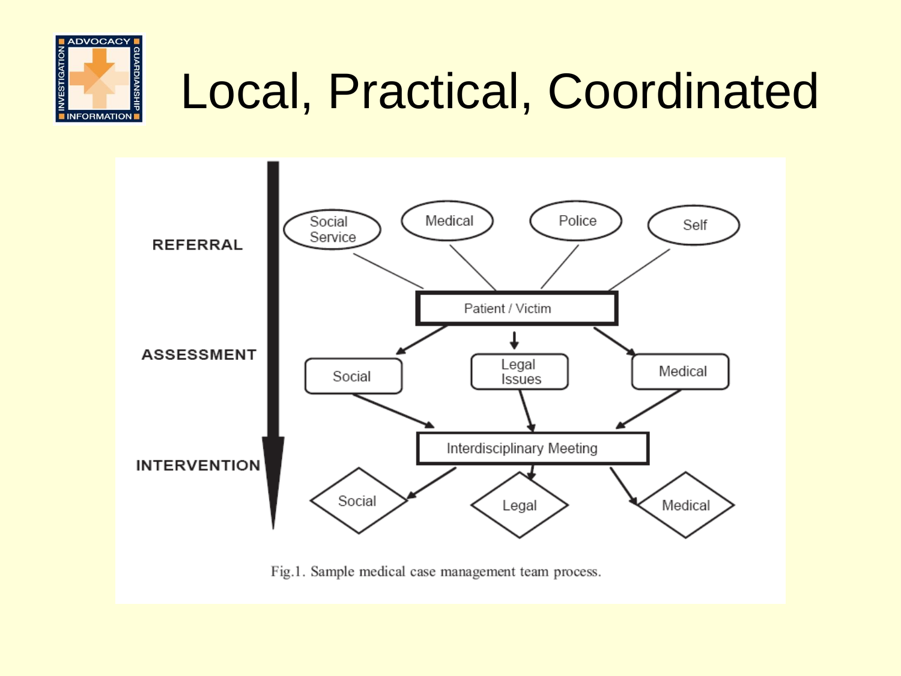# Local, Practical, Coordinated

REFERRAL

Social Service | Medical | Police | Self

Patient / Victim

ASSESSMENT

Social | Legal Issues | Medical

INTERVENTION

Interdisciplinary Meeting

Social | Legal | Medical

Fig.1. Sample medical case management team process.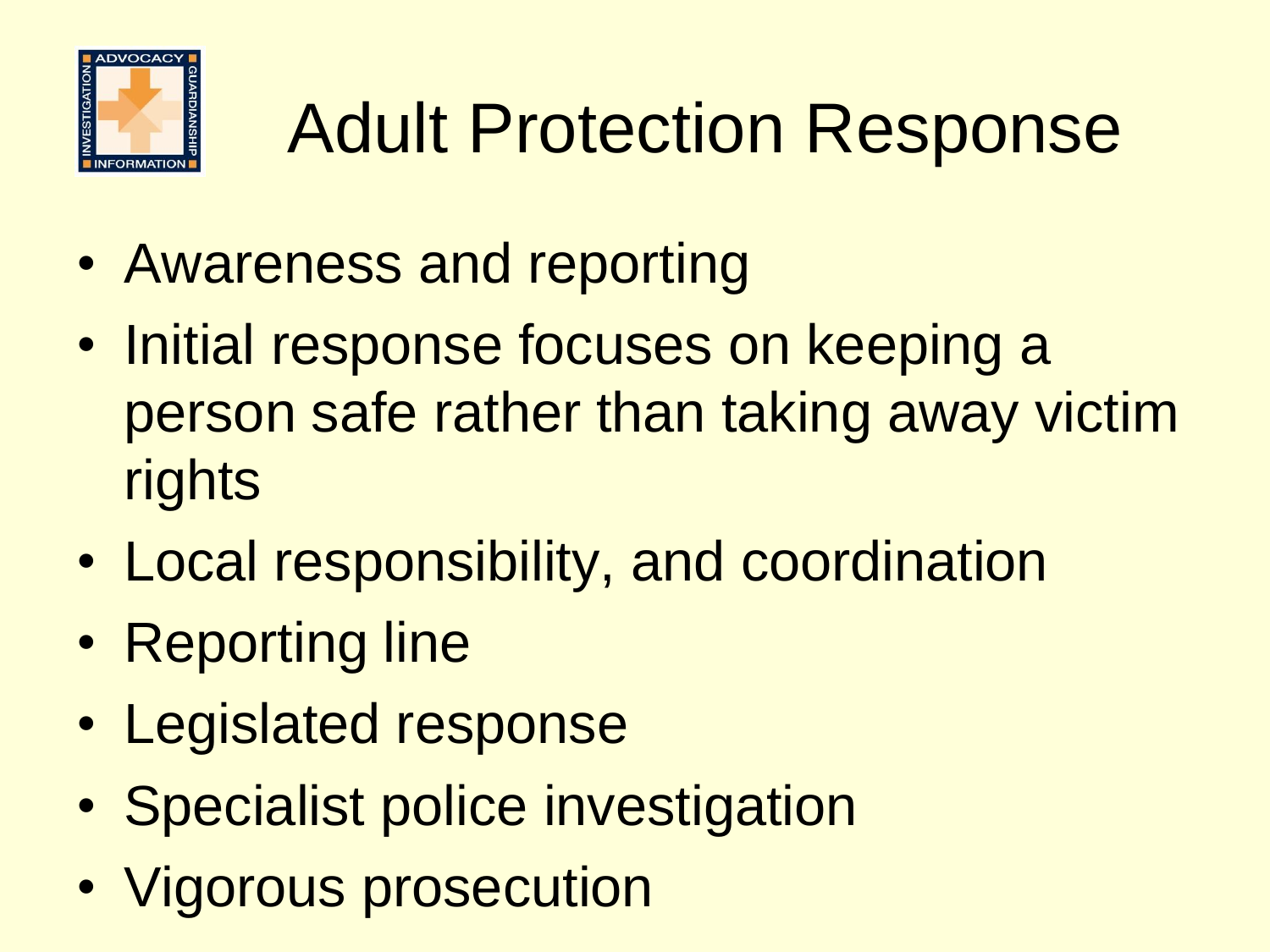# Adult Protection Response

- Awareness and reporting
- Initial response focuses on keeping a person safe rather than taking away victim rights
- Local responsibility, and coordination
- Reporting line
- Legislated response
- Specialist police investigation
- Vigorous prosecution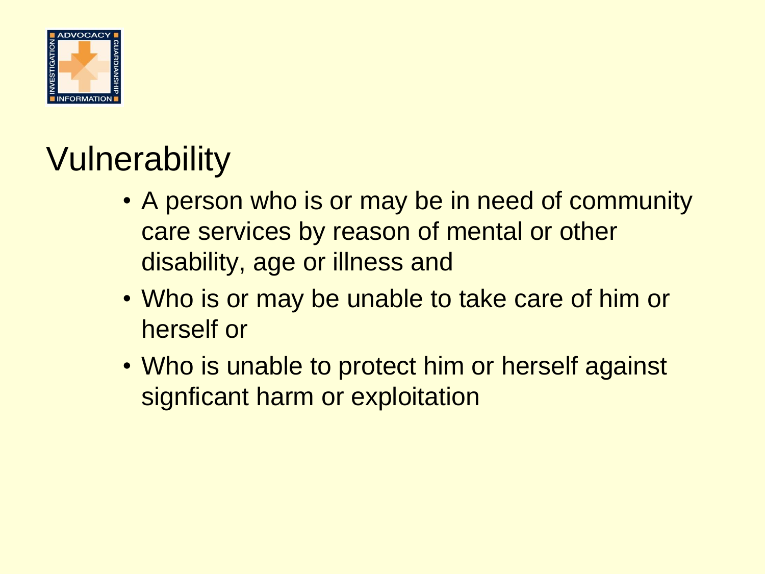# Vulnerability

- A person who is or may be in need of community care services by reason of mental or other disability, age or illness and
- Who is or may be unable to take care of him or herself or
- Who is unable to protect him or herself against signficant harm or exploitation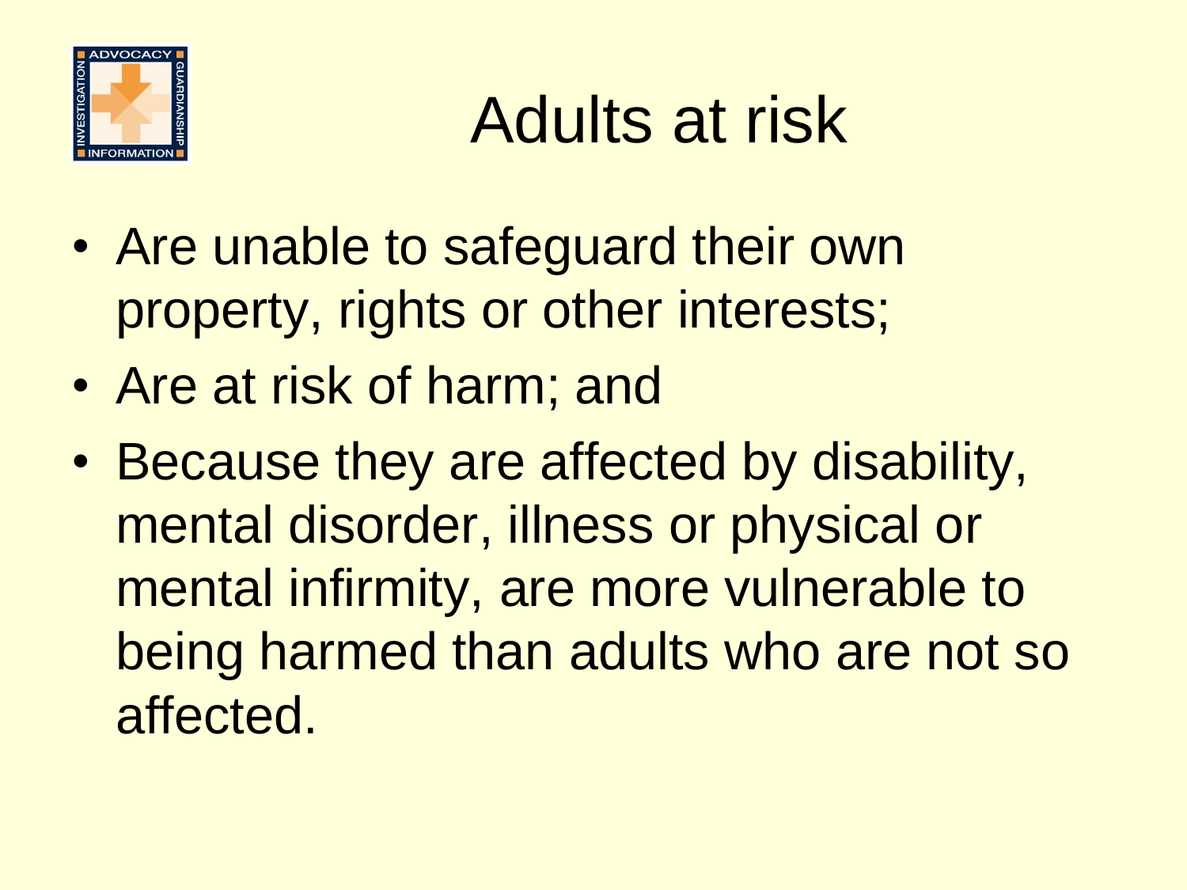# Adults at risk

- Are unable to safeguard their own property, rights or other interests;
- Are at risk of harm; and
- Because they are affected by disability, mental disorder, illness or physical or mental infirmity, are more vulnerable to being harmed than adults who are not so affected.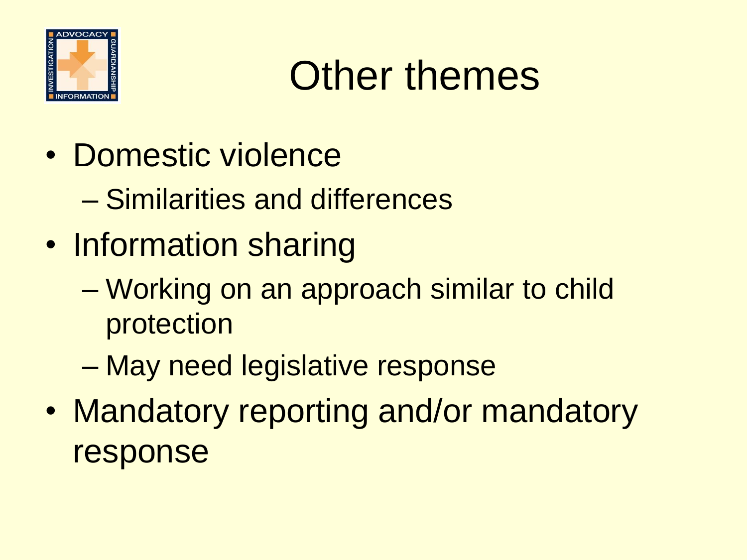# Other themes

- Domestic violence
  - Similarities and differences
- Information sharing
  - Working on an approach similar to child protection
  - May need legislative response
- Mandatory reporting and/or mandatory response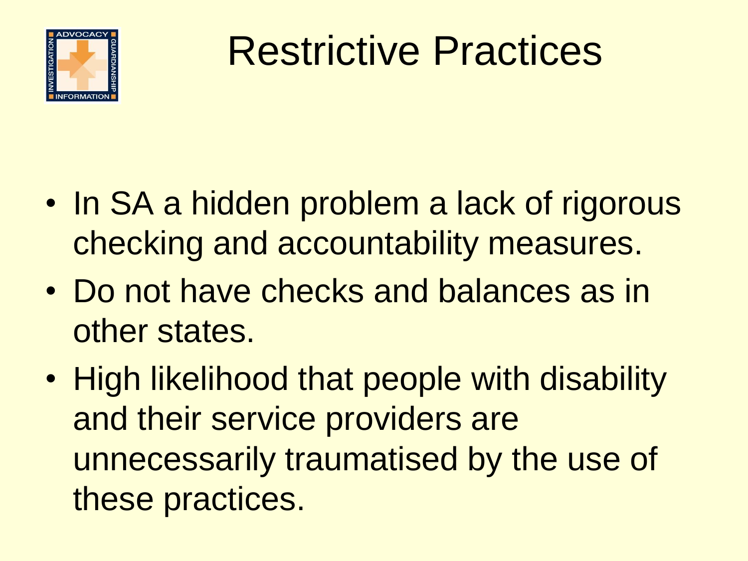# Restrictive Practices

- In SA a hidden problem a lack of rigorous checking and accountability measures.
- Do not have checks and balances as in other states.
- High likelihood that people with disability and their service providers are unnecessarily traumatised by the use of these practices.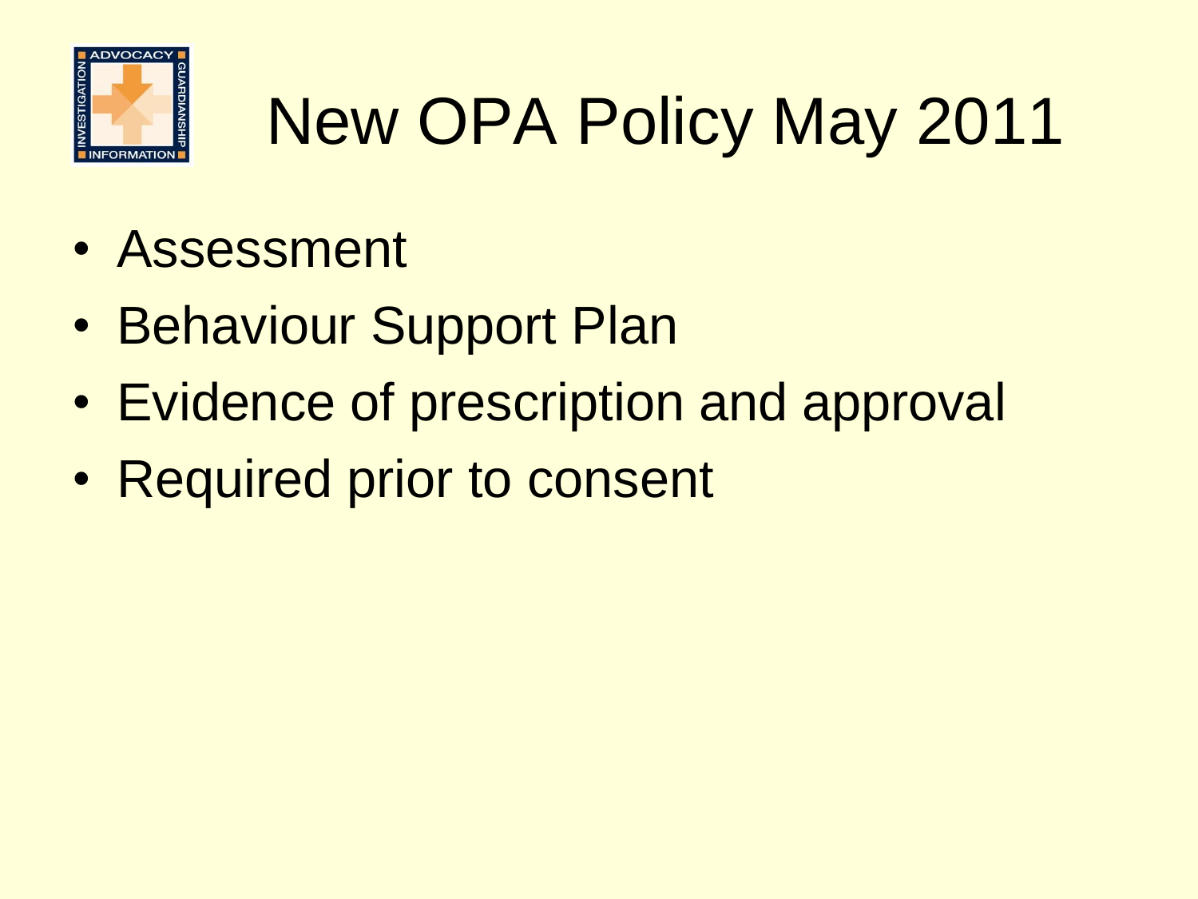# New OPA Policy May 2011

- Assessment
- Behaviour Support Plan
- Evidence of prescription and approval
- Required prior to consent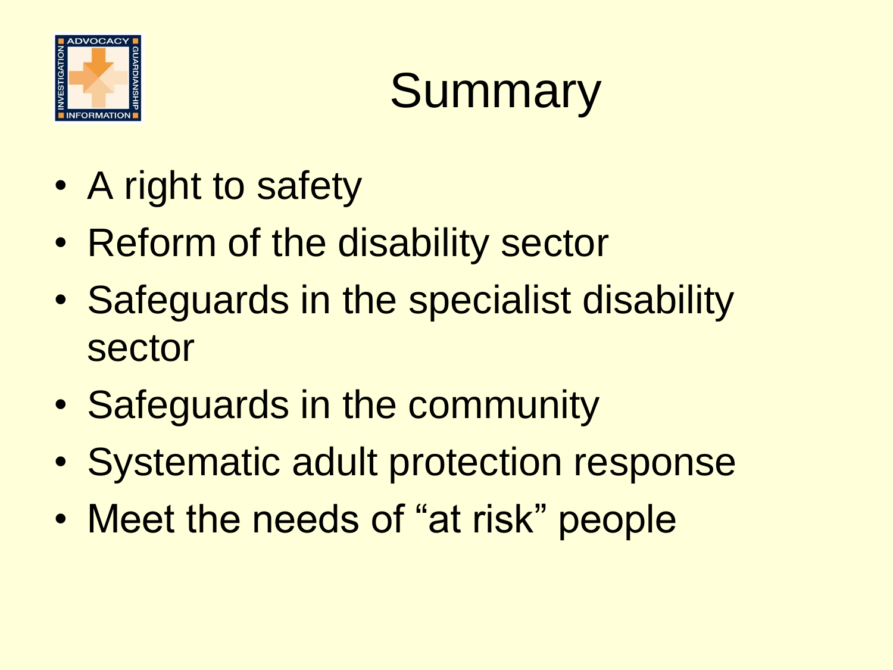# Summary

- A right to safety
- Reform of the disability sector
- Safeguards in the specialist disability sector
- Safeguards in the community
- Systematic adult protection response
- Meet the needs of "at risk" people